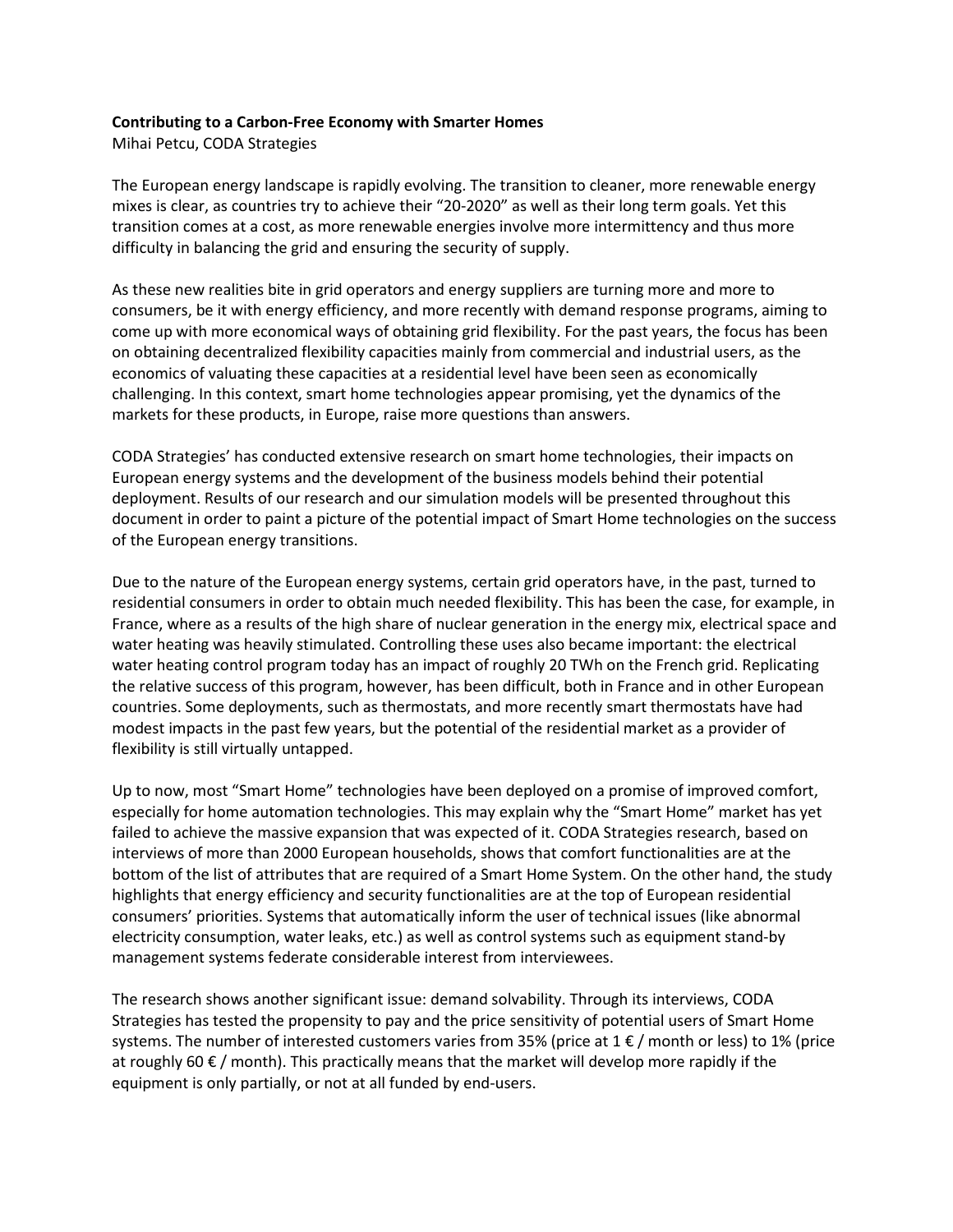**Contributing to a Carbon-Free Economy with Smarter Homes**
Mihai Petcu, CODA Strategies

The European energy landscape is rapidly evolving. The transition to cleaner, more renewable energy mixes is clear, as countries try to achieve their "20-2020" as well as their long term goals. Yet this transition comes at a cost, as more renewable energies involve more intermittency and thus more difficulty in balancing the grid and ensuring the security of supply.

As these new realities bite in grid operators and energy suppliers are turning more and more to consumers, be it with energy efficiency, and more recently with demand response programs, aiming to come up with more economical ways of obtaining grid flexibility. For the past years, the focus has been on obtaining decentralized flexibility capacities mainly from commercial and industrial users, as the economics of valuating these capacities at a residential level have been seen as economically challenging. In this context, smart home technologies appear promising, yet the dynamics of the markets for these products, in Europe, raise more questions than answers.

CODA Strategies' has conducted extensive research on smart home technologies, their impacts on European energy systems and the development of the business models behind their potential deployment. Results of our research and our simulation models will be presented throughout this document in order to paint a picture of the potential impact of Smart Home technologies on the success of the European energy transitions.

Due to the nature of the European energy systems, certain grid operators have, in the past, turned to residential consumers in order to obtain much needed flexibility. This has been the case, for example, in France, where as a results of the high share of nuclear generation in the energy mix, electrical space and water heating was heavily stimulated. Controlling these uses also became important: the electrical water heating control program today has an impact of roughly 20 TWh on the French grid. Replicating the relative success of this program, however, has been difficult, both in France and in other European countries. Some deployments, such as thermostats, and more recently smart thermostats have had modest impacts in the past few years, but the potential of the residential market as a provider of flexibility is still virtually untapped.

Up to now, most "Smart Home" technologies have been deployed on a promise of improved comfort, especially for home automation technologies. This may explain why the "Smart Home" market has yet failed to achieve the massive expansion that was expected of it. CODA Strategies research, based on interviews of more than 2000 European households, shows that comfort functionalities are at the bottom of the list of attributes that are required of a Smart Home System. On the other hand, the study highlights that energy efficiency and security functionalities are at the top of European residential consumers' priorities. Systems that automatically inform the user of technical issues (like abnormal electricity consumption, water leaks, etc.) as well as control systems such as equipment stand-by management systems federate considerable interest from interviewees.

The research shows another significant issue: demand solvability. Through its interviews, CODA Strategies has tested the propensity to pay and the price sensitivity of potential users of Smart Home systems. The number of interested customers varies from 35% (price at 1 € / month or less) to 1% (price at roughly 60 € / month). This practically means that the market will develop more rapidly if the equipment is only partially, or not at all funded by end-users.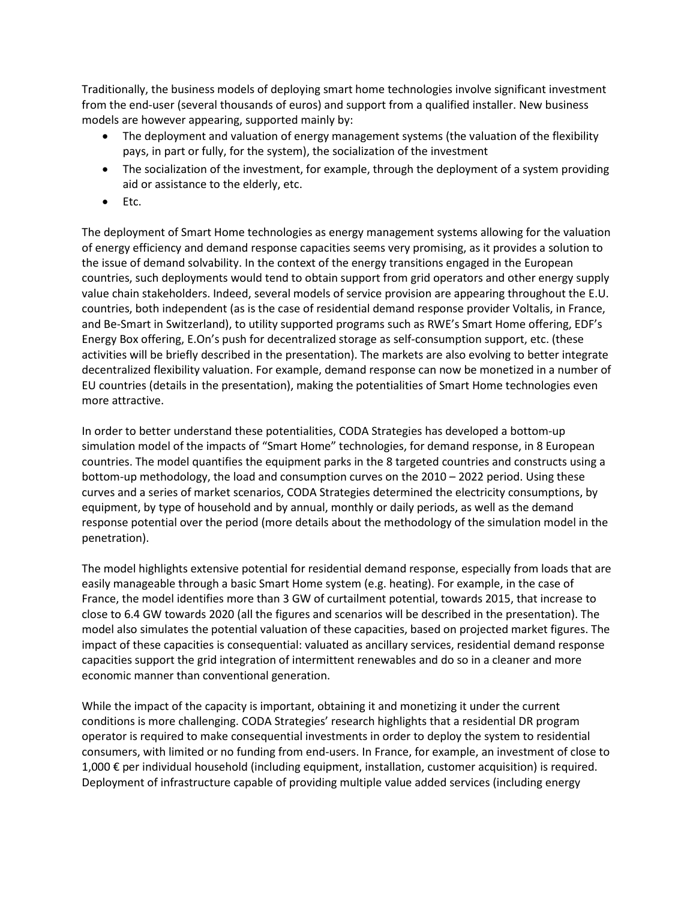Traditionally, the business models of deploying smart home technologies involve significant investment from the end-user (several thousands of euros) and support from a qualified installer. New business models are however appearing, supported mainly by:

- The deployment and valuation of energy management systems (the valuation of the flexibility pays, in part or fully, for the system), the socialization of the investment
- The socialization of the investment, for example, through the deployment of a system providing aid or assistance to the elderly, etc.
- Etc.

The deployment of Smart Home technologies as energy management systems allowing for the valuation of energy efficiency and demand response capacities seems very promising, as it provides a solution to the issue of demand solvability. In the context of the energy transitions engaged in the European countries, such deployments would tend to obtain support from grid operators and other energy supply value chain stakeholders. Indeed, several models of service provision are appearing throughout the E.U. countries, both independent (as is the case of residential demand response provider Voltalis, in France, and Be-Smart in Switzerland), to utility supported programs such as RWE's Smart Home offering, EDF's Energy Box offering, E.On's push for decentralized storage as self-consumption support, etc. (these activities will be briefly described in the presentation). The markets are also evolving to better integrate decentralized flexibility valuation. For example, demand response can now be monetized in a number of EU countries (details in the presentation), making the potentialities of Smart Home technologies even more attractive.

In order to better understand these potentialities, CODA Strategies has developed a bottom-up simulation model of the impacts of "Smart Home" technologies, for demand response, in 8 European countries. The model quantifies the equipment parks in the 8 targeted countries and constructs using a bottom-up methodology, the load and consumption curves on the 2010 – 2022 period. Using these curves and a series of market scenarios, CODA Strategies determined the electricity consumptions, by equipment, by type of household and by annual, monthly or daily periods, as well as the demand response potential over the period (more details about the methodology of the simulation model in the penetration).

The model highlights extensive potential for residential demand response, especially from loads that are easily manageable through a basic Smart Home system (e.g. heating). For example, in the case of France, the model identifies more than 3 GW of curtailment potential, towards 2015, that increase to close to 6.4 GW towards 2020 (all the figures and scenarios will be described in the presentation). The model also simulates the potential valuation of these capacities, based on projected market figures. The impact of these capacities is consequential: valuated as ancillary services, residential demand response capacities support the grid integration of intermittent renewables and do so in a cleaner and more economic manner than conventional generation.

While the impact of the capacity is important, obtaining it and monetizing it under the current conditions is more challenging. CODA Strategies' research highlights that a residential DR program operator is required to make consequential investments in order to deploy the system to residential consumers, with limited or no funding from end-users. In France, for example, an investment of close to 1,000 € per individual household (including equipment, installation, customer acquisition) is required. Deployment of infrastructure capable of providing multiple value added services (including energy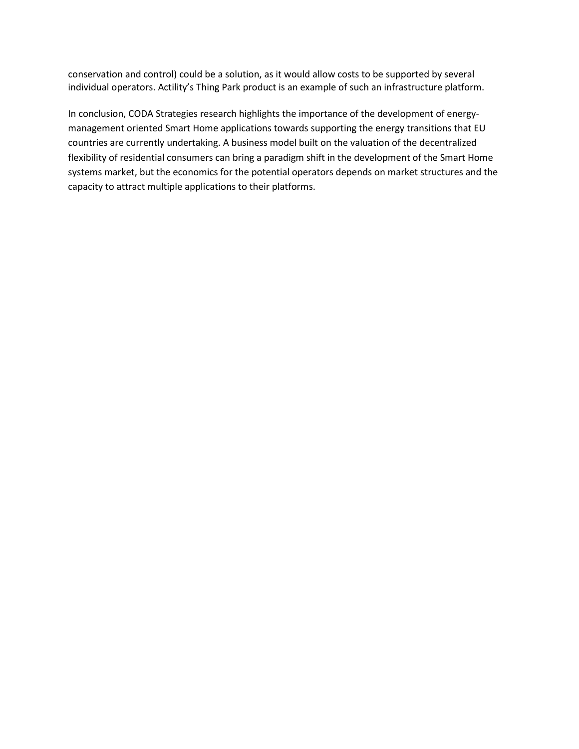conservation and control) could be a solution, as it would allow costs to be supported by several individual operators. Actility's Thing Park product is an example of such an infrastructure platform.

In conclusion, CODA Strategies research highlights the importance of the development of energy-management oriented Smart Home applications towards supporting the energy transitions that EU countries are currently undertaking. A business model built on the valuation of the decentralized flexibility of residential consumers can bring a paradigm shift in the development of the Smart Home systems market, but the economics for the potential operators depends on market structures and the capacity to attract multiple applications to their platforms.